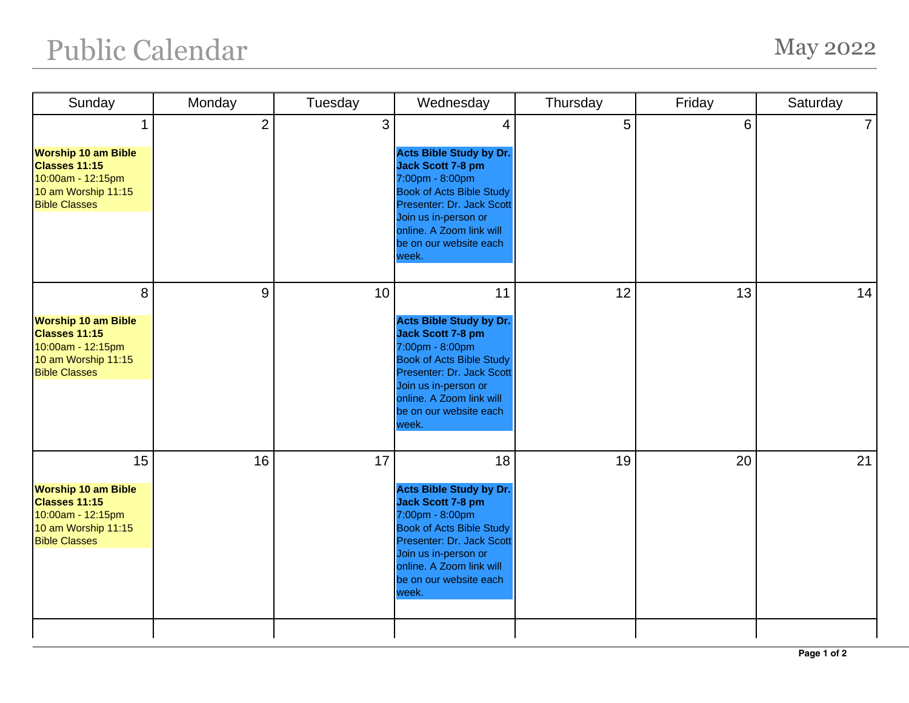# Public Calendar

## May 2022

| Sunday | Monday | Tuesday | Wednesday | Thursday | Friday | Saturday |
|---|---|---|---|---|---|---|
| 1<br>**Worship 10 am Bible Classes 11:15**<br>10:00am - 12:15pm<br>10 am Worship 11:15 Bible Classes | 2 | 3 | 4<br>**Acts Bible Study by Dr. Jack Scott 7-8 pm**<br>7:00pm - 8:00pm<br>Book of Acts Bible Study Presenter: Dr. Jack Scott Join us in-person or online. A Zoom link will be on our website each week. | 5 | 6 | 7 |
| 8<br>**Worship 10 am Bible Classes 11:15**<br>10:00am - 12:15pm<br>10 am Worship 11:15 Bible Classes | 9 | 10 | 11<br>**Acts Bible Study by Dr. Jack Scott 7-8 pm**<br>7:00pm - 8:00pm<br>Book of Acts Bible Study Presenter: Dr. Jack Scott Join us in-person or online. A Zoom link will be on our website each week. | 12 | 13 | 14 |
| 15<br>**Worship 10 am Bible Classes 11:15**<br>10:00am - 12:15pm<br>10 am Worship 11:15 Bible Classes | 16 | 17 | 18<br>**Acts Bible Study by Dr. Jack Scott 7-8 pm**<br>7:00pm - 8:00pm<br>Book of Acts Bible Study Presenter: Dr. Jack Scott Join us in-person or online. A Zoom link will be on our website each week. | 19 | 20 | 21 |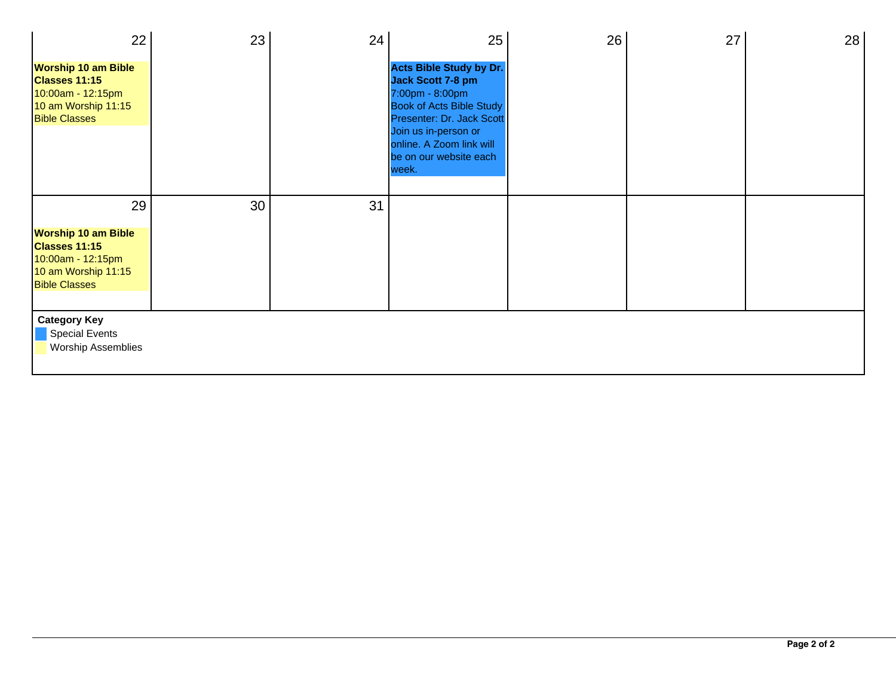| | | | | | | |
|---|---|---|---|---|---|---|
| 22<br>**Worship 10 am Bible Classes 11:15**<br>10:00am - 12:15pm<br>10 am Worship 11:15 Bible Classes | 23 | 24 | 25<br>**Acts Bible Study by Dr. Jack Scott 7-8 pm**<br>7:00pm - 8:00pm<br>Book of Acts Bible Study Presenter: Dr. Jack Scott Join us in-person or online. A Zoom link will be on our website each week. | 26 | 27 | 28 |
| 29<br>**Worship 10 am Bible Classes 11:15**<br>10:00am - 12:15pm<br>10 am Worship 11:15 Bible Classes | 30 | 31 | | | | |

**Category Key**

- Special Events
- Worship Assemblies